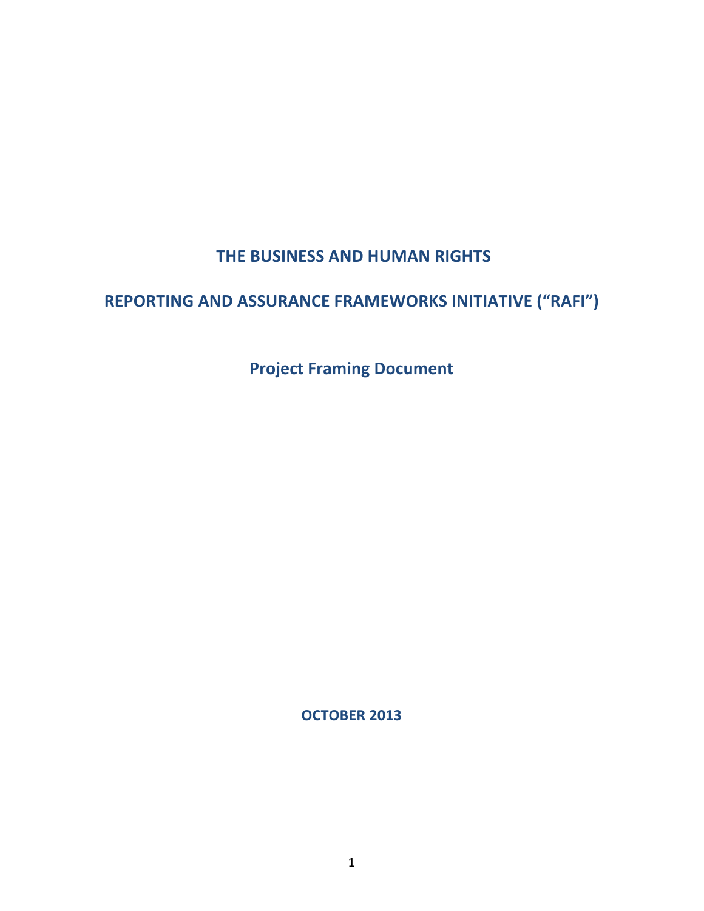# THE BUSINESS AND HUMAN RIGHTS

# REPORTING AND ASSURANCE FRAMEWORKS INITIATIVE ("RAFI")

## Project Framing Document

**OCTOBER 2013**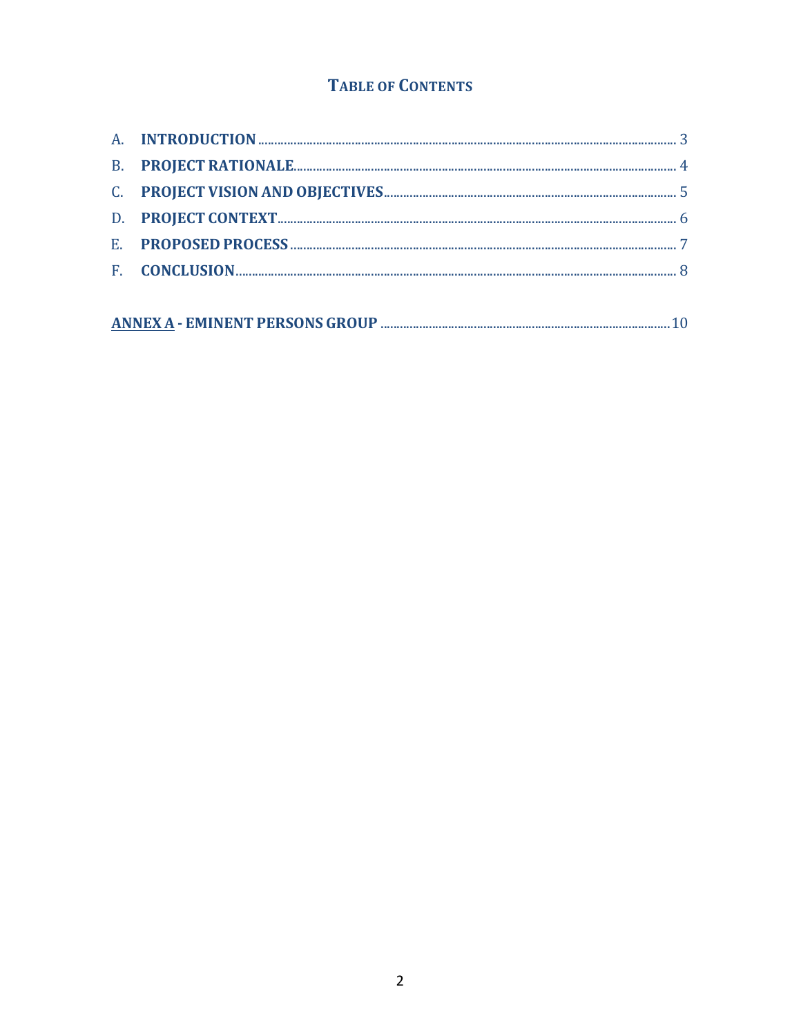# TABLE OF CONTENTS

A. **INTRODUCTION** .......... 3

B. **PROJECT RATIONALE** .......... 4

C. **PROJECT VISION AND OBJECTIVES** .......... 5

D. **PROJECT CONTEXT** .......... 6

E. **PROPOSED PROCESS** .......... 7

F. **CONCLUSION** .......... 8

**ANNEX A - EMINENT PERSONS GROUP** .......... 10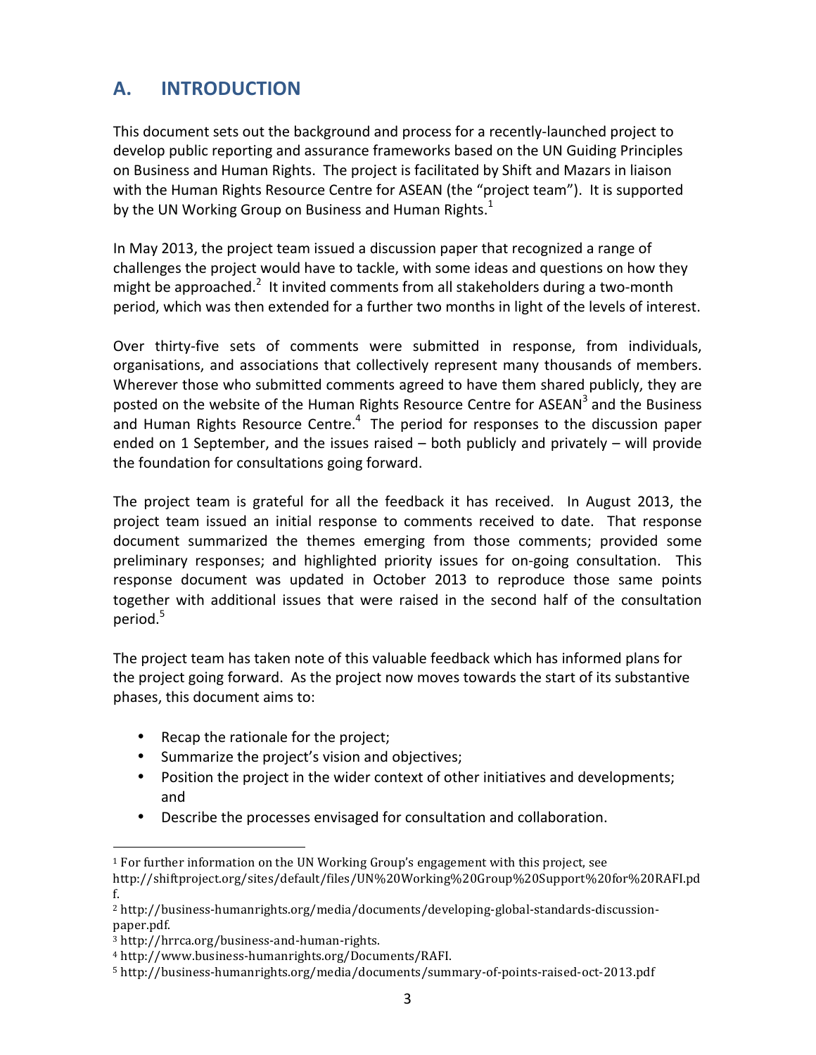## A. INTRODUCTION

This document sets out the background and process for a recently-launched project to develop public reporting and assurance frameworks based on the UN Guiding Principles on Business and Human Rights. The project is facilitated by Shift and Mazars in liaison with the Human Rights Resource Centre for ASEAN (the "project team"). It is supported by the UN Working Group on Business and Human Rights.[1]

In May 2013, the project team issued a discussion paper that recognized a range of challenges the project would have to tackle, with some ideas and questions on how they might be approached.[2] It invited comments from all stakeholders during a two-month period, which was then extended for a further two months in light of the levels of interest.

Over thirty-five sets of comments were submitted in response, from individuals, organisations, and associations that collectively represent many thousands of members. Wherever those who submitted comments agreed to have them shared publicly, they are posted on the website of the Human Rights Resource Centre for ASEAN[3] and the Business and Human Rights Resource Centre.[4] The period for responses to the discussion paper ended on 1 September, and the issues raised – both publicly and privately – will provide the foundation for consultations going forward.

The project team is grateful for all the feedback it has received. In August 2013, the project team issued an initial response to comments received to date. That response document summarized the themes emerging from those comments; provided some preliminary responses; and highlighted priority issues for on-going consultation. This response document was updated in October 2013 to reproduce those same points together with additional issues that were raised in the second half of the consultation period.[5]

The project team has taken note of this valuable feedback which has informed plans for the project going forward. As the project now moves towards the start of its substantive phases, this document aims to:

- Recap the rationale for the project;
- Summarize the project's vision and objectives;
- Position the project in the wider context of other initiatives and developments; and
- Describe the processes envisaged for consultation and collaboration.

---

[1] For further information on the UN Working Group's engagement with this project, see http://shiftproject.org/sites/default/files/UN%20Working%20Group%20Support%20for%20RAFI.pdf.

[2] http://business-humanrights.org/media/documents/developing-global-standards-discussion-paper.pdf.

[3] http://hrrca.org/business-and-human-rights.

[4] http://www.business-humanrights.org/Documents/RAFI.

[5] http://business-humanrights.org/media/documents/summary-of-points-raised-oct-2013.pdf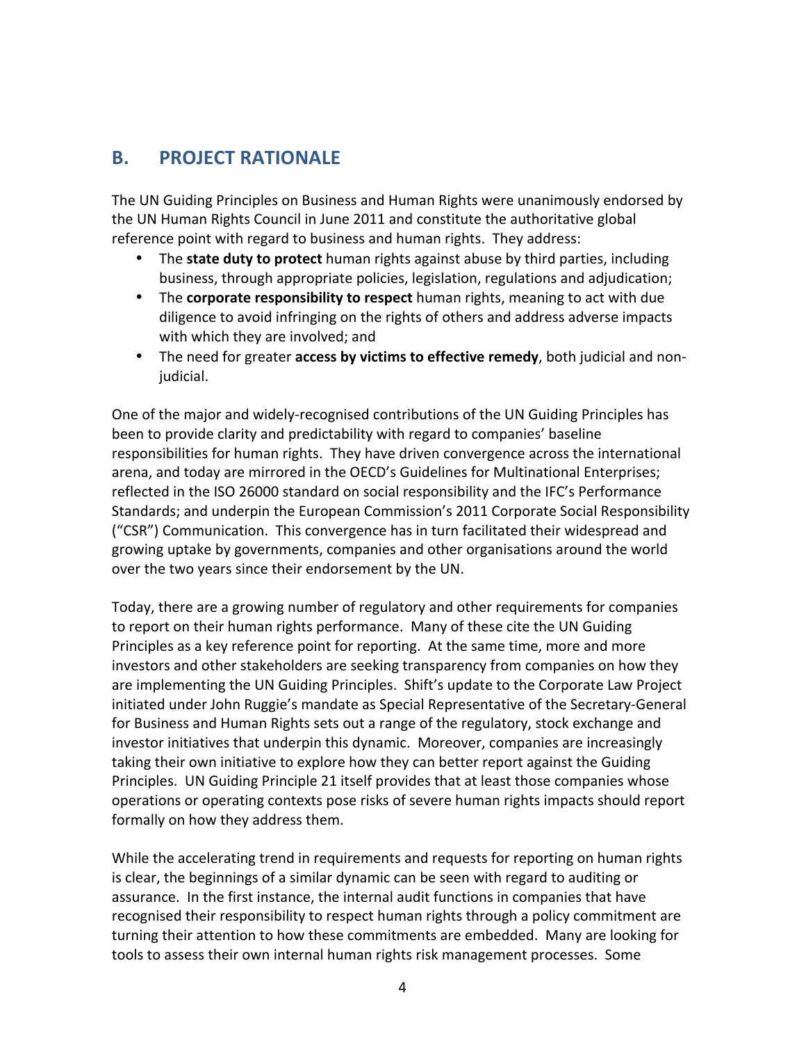## B. PROJECT RATIONALE

The UN Guiding Principles on Business and Human Rights were unanimously endorsed by the UN Human Rights Council in June 2011 and constitute the authoritative global reference point with regard to business and human rights. They address:

- The **state duty to protect** human rights against abuse by third parties, including business, through appropriate policies, legislation, regulations and adjudication;
- The **corporate responsibility to respect** human rights, meaning to act with due diligence to avoid infringing on the rights of others and address adverse impacts with which they are involved; and
- The need for greater **access by victims to effective remedy**, both judicial and non-judicial.

One of the major and widely-recognised contributions of the UN Guiding Principles has been to provide clarity and predictability with regard to companies' baseline responsibilities for human rights. They have driven convergence across the international arena, and today are mirrored in the OECD's Guidelines for Multinational Enterprises; reflected in the ISO 26000 standard on social responsibility and the IFC's Performance Standards; and underpin the European Commission's 2011 Corporate Social Responsibility ("CSR") Communication. This convergence has in turn facilitated their widespread and growing uptake by governments, companies and other organisations around the world over the two years since their endorsement by the UN.

Today, there are a growing number of regulatory and other requirements for companies to report on their human rights performance. Many of these cite the UN Guiding Principles as a key reference point for reporting. At the same time, more and more investors and other stakeholders are seeking transparency from companies on how they are implementing the UN Guiding Principles. Shift's update to the Corporate Law Project initiated under John Ruggie's mandate as Special Representative of the Secretary-General for Business and Human Rights sets out a range of the regulatory, stock exchange and investor initiatives that underpin this dynamic. Moreover, companies are increasingly taking their own initiative to explore how they can better report against the Guiding Principles. UN Guiding Principle 21 itself provides that at least those companies whose operations or operating contexts pose risks of severe human rights impacts should report formally on how they address them.

While the accelerating trend in requirements and requests for reporting on human rights is clear, the beginnings of a similar dynamic can be seen with regard to auditing or assurance. In the first instance, the internal audit functions in companies that have recognised their responsibility to respect human rights through a policy commitment are turning their attention to how these commitments are embedded. Many are looking for tools to assess their own internal human rights risk management processes. Some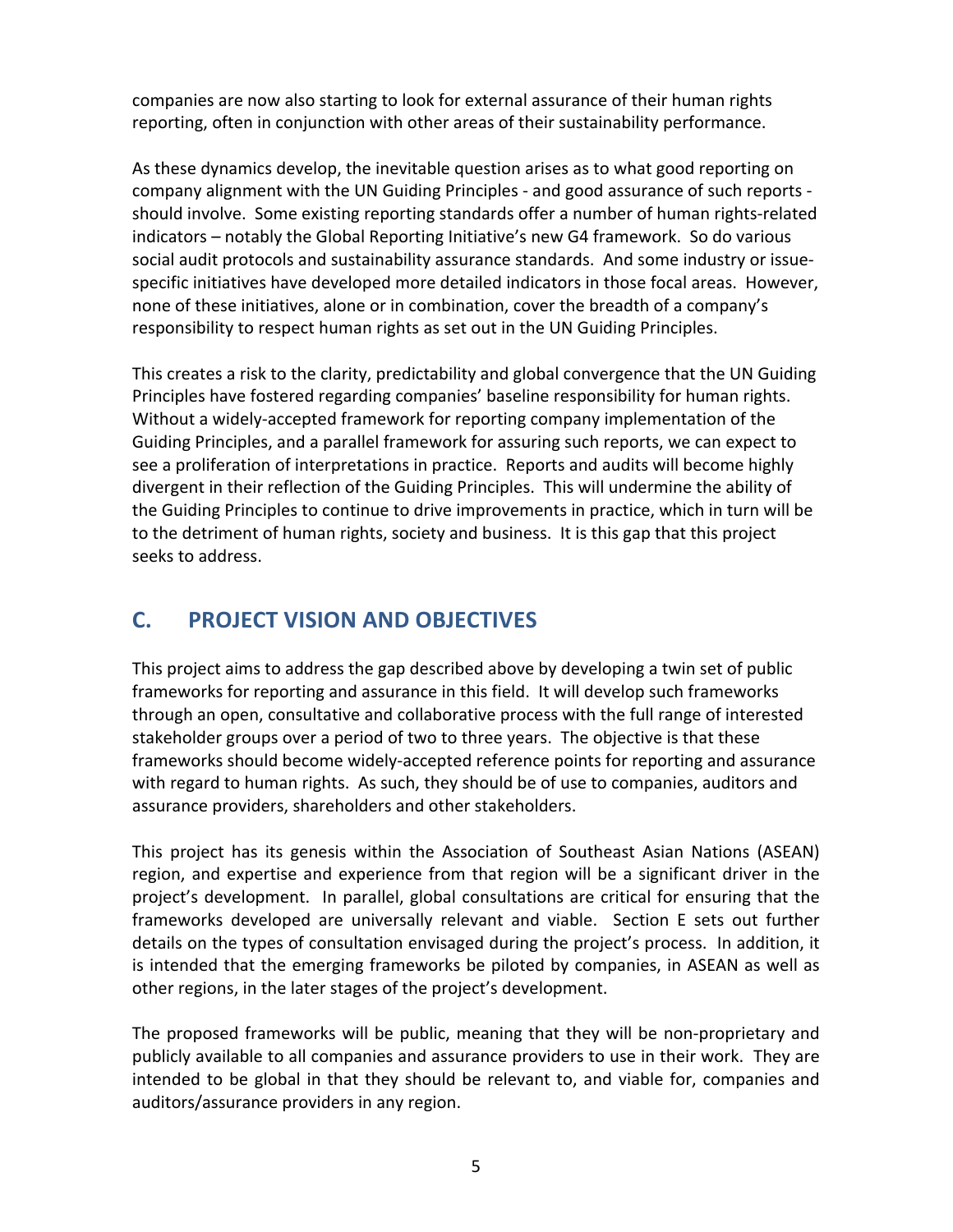companies are now also starting to look for external assurance of their human rights reporting, often in conjunction with other areas of their sustainability performance.

As these dynamics develop, the inevitable question arises as to what good reporting on company alignment with the UN Guiding Principles - and good assurance of such reports - should involve. Some existing reporting standards offer a number of human rights-related indicators – notably the Global Reporting Initiative's new G4 framework. So do various social audit protocols and sustainability assurance standards. And some industry or issue-specific initiatives have developed more detailed indicators in those focal areas. However, none of these initiatives, alone or in combination, cover the breadth of a company's responsibility to respect human rights as set out in the UN Guiding Principles.

This creates a risk to the clarity, predictability and global convergence that the UN Guiding Principles have fostered regarding companies' baseline responsibility for human rights. Without a widely-accepted framework for reporting company implementation of the Guiding Principles, and a parallel framework for assuring such reports, we can expect to see a proliferation of interpretations in practice. Reports and audits will become highly divergent in their reflection of the Guiding Principles. This will undermine the ability of the Guiding Principles to continue to drive improvements in practice, which in turn will be to the detriment of human rights, society and business. It is this gap that this project seeks to address.

## C. PROJECT VISION AND OBJECTIVES

This project aims to address the gap described above by developing a twin set of public frameworks for reporting and assurance in this field. It will develop such frameworks through an open, consultative and collaborative process with the full range of interested stakeholder groups over a period of two to three years. The objective is that these frameworks should become widely-accepted reference points for reporting and assurance with regard to human rights. As such, they should be of use to companies, auditors and assurance providers, shareholders and other stakeholders.

This project has its genesis within the Association of Southeast Asian Nations (ASEAN) region, and expertise and experience from that region will be a significant driver in the project's development. In parallel, global consultations are critical for ensuring that the frameworks developed are universally relevant and viable. Section E sets out further details on the types of consultation envisaged during the project's process. In addition, it is intended that the emerging frameworks be piloted by companies, in ASEAN as well as other regions, in the later stages of the project's development.

The proposed frameworks will be public, meaning that they will be non-proprietary and publicly available to all companies and assurance providers to use in their work. They are intended to be global in that they should be relevant to, and viable for, companies and auditors/assurance providers in any region.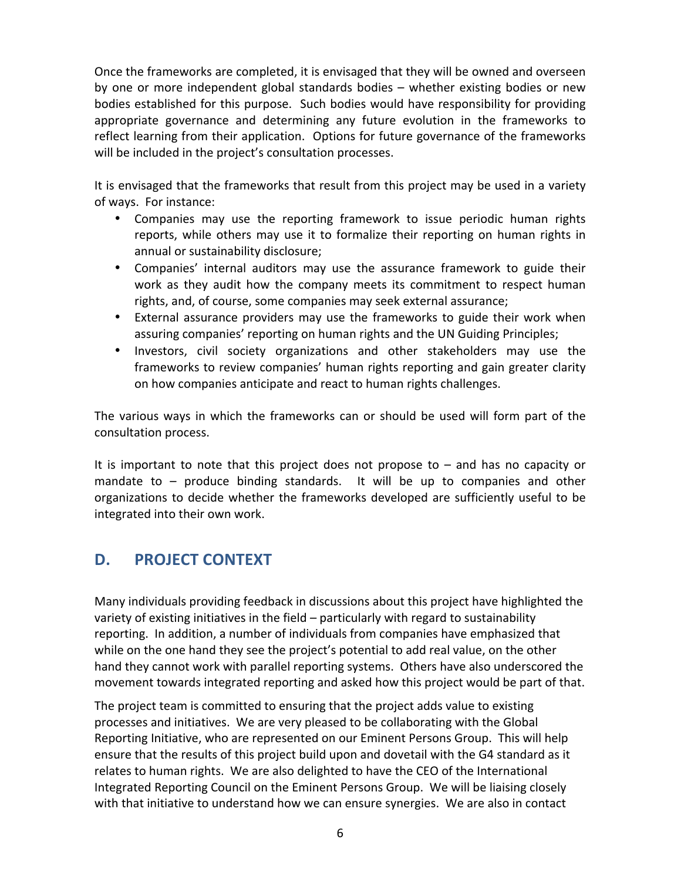Once the frameworks are completed, it is envisaged that they will be owned and overseen by one or more independent global standards bodies – whether existing bodies or new bodies established for this purpose. Such bodies would have responsibility for providing appropriate governance and determining any future evolution in the frameworks to reflect learning from their application. Options for future governance of the frameworks will be included in the project's consultation processes.

It is envisaged that the frameworks that result from this project may be used in a variety of ways. For instance:

- Companies may use the reporting framework to issue periodic human rights reports, while others may use it to formalize their reporting on human rights in annual or sustainability disclosure;
- Companies' internal auditors may use the assurance framework to guide their work as they audit how the company meets its commitment to respect human rights, and, of course, some companies may seek external assurance;
- External assurance providers may use the frameworks to guide their work when assuring companies' reporting on human rights and the UN Guiding Principles;
- Investors, civil society organizations and other stakeholders may use the frameworks to review companies' human rights reporting and gain greater clarity on how companies anticipate and react to human rights challenges.

The various ways in which the frameworks can or should be used will form part of the consultation process.

It is important to note that this project does not propose to – and has no capacity or mandate to – produce binding standards. It will be up to companies and other organizations to decide whether the frameworks developed are sufficiently useful to be integrated into their own work.

## D. PROJECT CONTEXT

Many individuals providing feedback in discussions about this project have highlighted the variety of existing initiatives in the field – particularly with regard to sustainability reporting. In addition, a number of individuals from companies have emphasized that while on the one hand they see the project's potential to add real value, on the other hand they cannot work with parallel reporting systems. Others have also underscored the movement towards integrated reporting and asked how this project would be part of that.

The project team is committed to ensuring that the project adds value to existing processes and initiatives. We are very pleased to be collaborating with the Global Reporting Initiative, who are represented on our Eminent Persons Group. This will help ensure that the results of this project build upon and dovetail with the G4 standard as it relates to human rights. We are also delighted to have the CEO of the International Integrated Reporting Council on the Eminent Persons Group. We will be liaising closely with that initiative to understand how we can ensure synergies. We are also in contact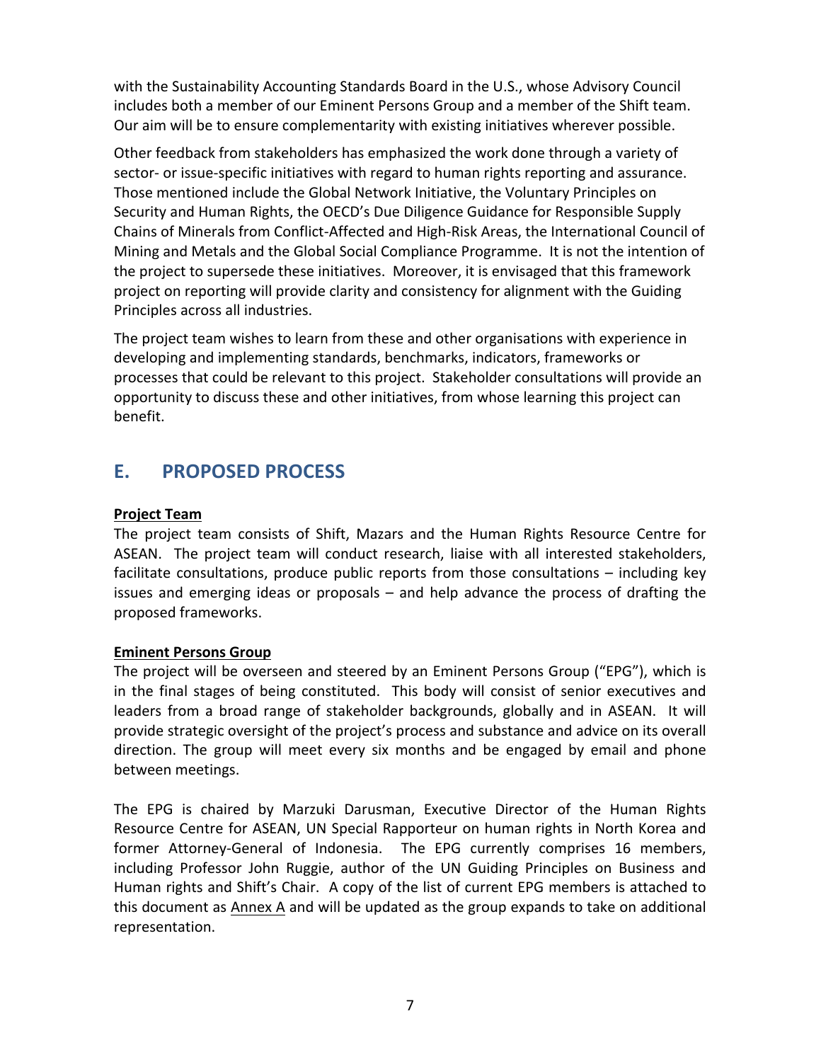with the Sustainability Accounting Standards Board in the U.S., whose Advisory Council includes both a member of our Eminent Persons Group and a member of the Shift team. Our aim will be to ensure complementarity with existing initiatives wherever possible.

Other feedback from stakeholders has emphasized the work done through a variety of sector- or issue-specific initiatives with regard to human rights reporting and assurance. Those mentioned include the Global Network Initiative, the Voluntary Principles on Security and Human Rights, the OECD's Due Diligence Guidance for Responsible Supply Chains of Minerals from Conflict-Affected and High-Risk Areas, the International Council of Mining and Metals and the Global Social Compliance Programme. It is not the intention of the project to supersede these initiatives. Moreover, it is envisaged that this framework project on reporting will provide clarity and consistency for alignment with the Guiding Principles across all industries.

The project team wishes to learn from these and other organisations with experience in developing and implementing standards, benchmarks, indicators, frameworks or processes that could be relevant to this project. Stakeholder consultations will provide an opportunity to discuss these and other initiatives, from whose learning this project can benefit.

## E. PROPOSED PROCESS

**Project Team**

The project team consists of Shift, Mazars and the Human Rights Resource Centre for ASEAN. The project team will conduct research, liaise with all interested stakeholders, facilitate consultations, produce public reports from those consultations – including key issues and emerging ideas or proposals – and help advance the process of drafting the proposed frameworks.

**Eminent Persons Group**

The project will be overseen and steered by an Eminent Persons Group ("EPG"), which is in the final stages of being constituted. This body will consist of senior executives and leaders from a broad range of stakeholder backgrounds, globally and in ASEAN. It will provide strategic oversight of the project's process and substance and advice on its overall direction. The group will meet every six months and be engaged by email and phone between meetings.

The EPG is chaired by Marzuki Darusman, Executive Director of the Human Rights Resource Centre for ASEAN, UN Special Rapporteur on human rights in North Korea and former Attorney-General of Indonesia. The EPG currently comprises 16 members, including Professor John Ruggie, author of the UN Guiding Principles on Business and Human rights and Shift's Chair. A copy of the list of current EPG members is attached to this document as Annex A and will be updated as the group expands to take on additional representation.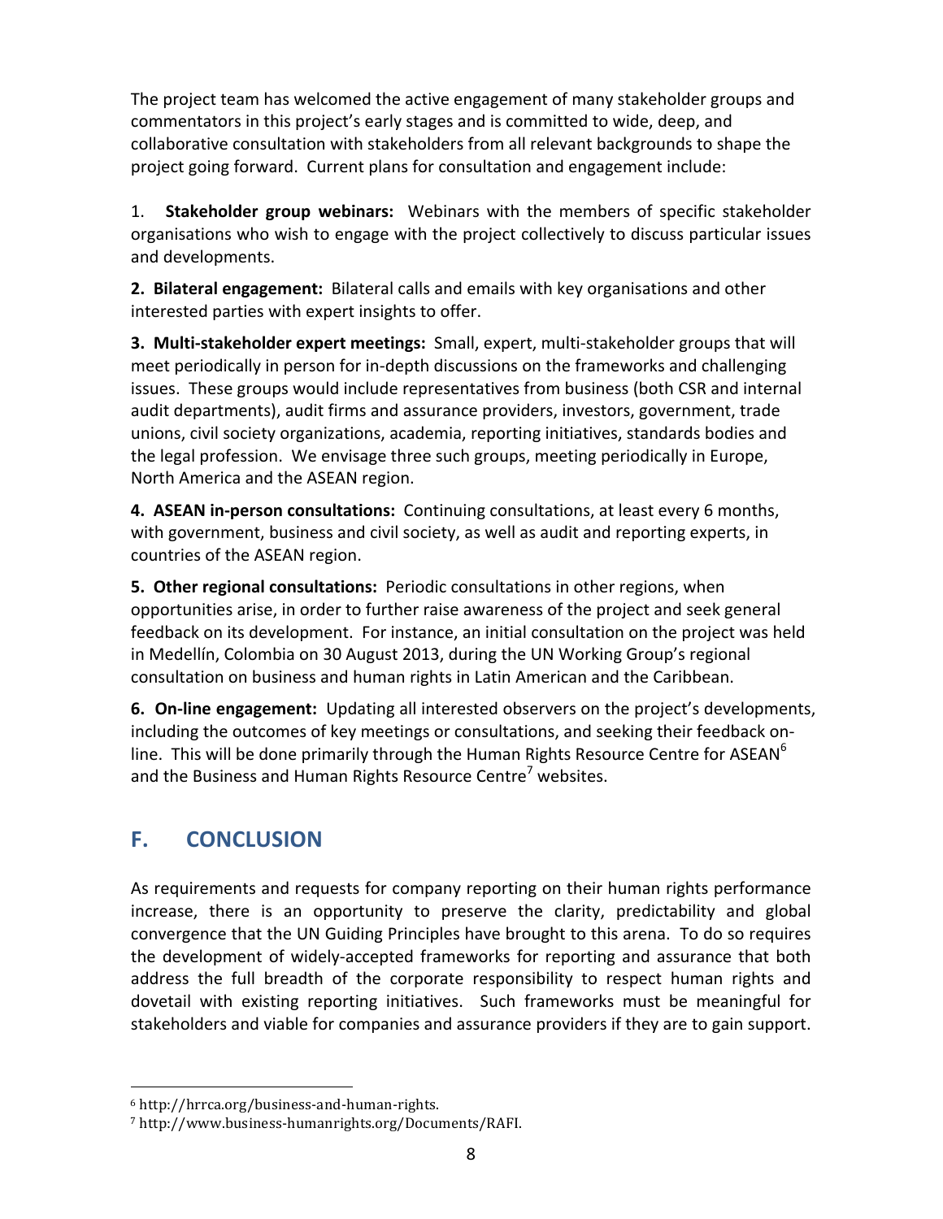The project team has welcomed the active engagement of many stakeholder groups and commentators in this project's early stages and is committed to wide, deep, and collaborative consultation with stakeholders from all relevant backgrounds to shape the project going forward. Current plans for consultation and engagement include:

1. **Stakeholder group webinars:** Webinars with the members of specific stakeholder organisations who wish to engage with the project collectively to discuss particular issues and developments.

**2. Bilateral engagement:** Bilateral calls and emails with key organisations and other interested parties with expert insights to offer.

**3. Multi-stakeholder expert meetings:** Small, expert, multi-stakeholder groups that will meet periodically in person for in-depth discussions on the frameworks and challenging issues. These groups would include representatives from business (both CSR and internal audit departments), audit firms and assurance providers, investors, government, trade unions, civil society organizations, academia, reporting initiatives, standards bodies and the legal profession. We envisage three such groups, meeting periodically in Europe, North America and the ASEAN region.

**4. ASEAN in-person consultations:** Continuing consultations, at least every 6 months, with government, business and civil society, as well as audit and reporting experts, in countries of the ASEAN region.

**5. Other regional consultations:** Periodic consultations in other regions, when opportunities arise, in order to further raise awareness of the project and seek general feedback on its development. For instance, an initial consultation on the project was held in Medellín, Colombia on 30 August 2013, during the UN Working Group's regional consultation on business and human rights in Latin American and the Caribbean.

**6. On-line engagement:** Updating all interested observers on the project's developments, including the outcomes of key meetings or consultations, and seeking their feedback on-line. This will be done primarily through the Human Rights Resource Centre for ASEAN[6] and the Business and Human Rights Resource Centre[7] websites.

## F. CONCLUSION

As requirements and requests for company reporting on their human rights performance increase, there is an opportunity to preserve the clarity, predictability and global convergence that the UN Guiding Principles have brought to this arena. To do so requires the development of widely-accepted frameworks for reporting and assurance that both address the full breadth of the corporate responsibility to respect human rights and dovetail with existing reporting initiatives. Such frameworks must be meaningful for stakeholders and viable for companies and assurance providers if they are to gain support.

---

[6] http://hrrca.org/business-and-human-rights.

[7] http://www.business-humanrights.org/Documents/RAFI.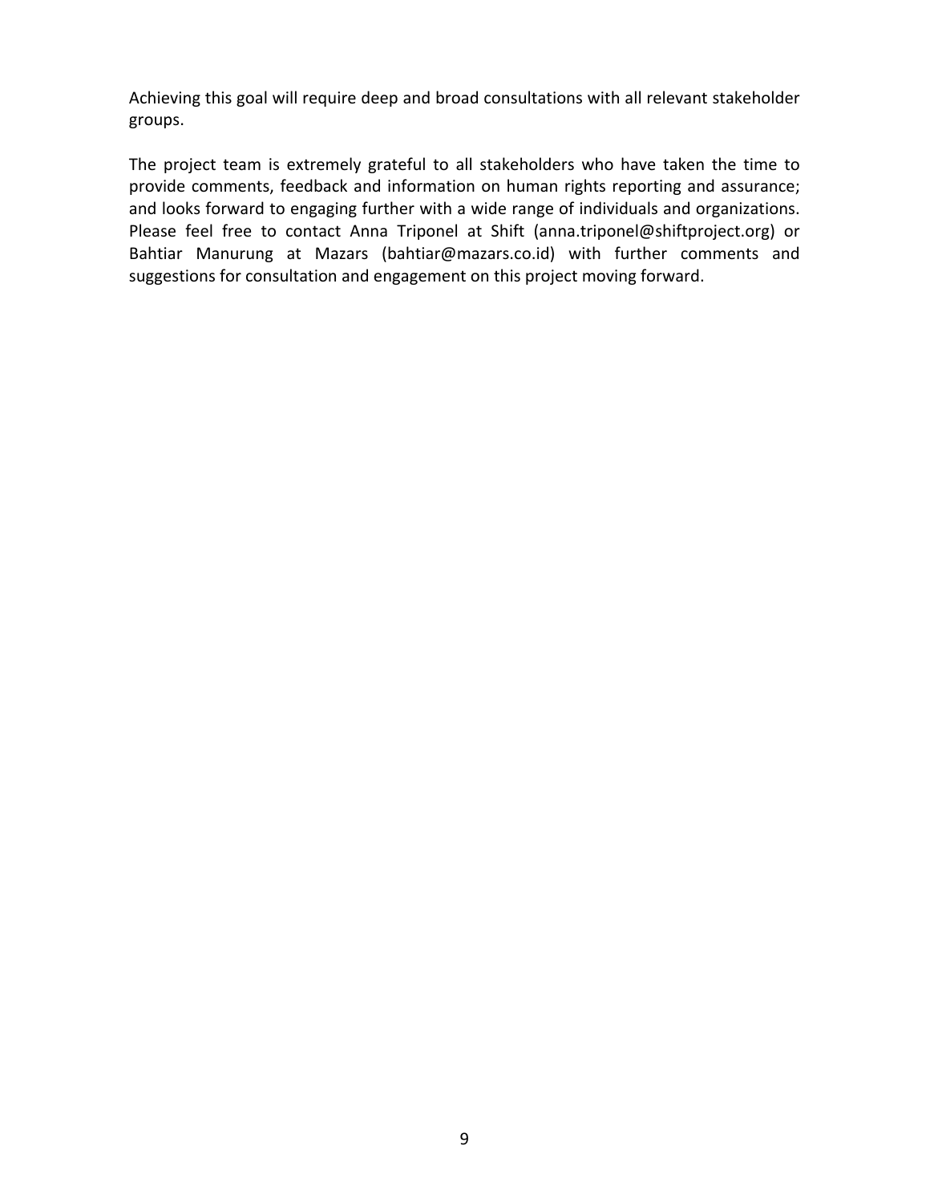Achieving this goal will require deep and broad consultations with all relevant stakeholder groups.

The project team is extremely grateful to all stakeholders who have taken the time to provide comments, feedback and information on human rights reporting and assurance; and looks forward to engaging further with a wide range of individuals and organizations. Please feel free to contact Anna Triponel at Shift (anna.triponel@shiftproject.org) or Bahtiar Manurung at Mazars (bahtiar@mazars.co.id) with further comments and suggestions for consultation and engagement on this project moving forward.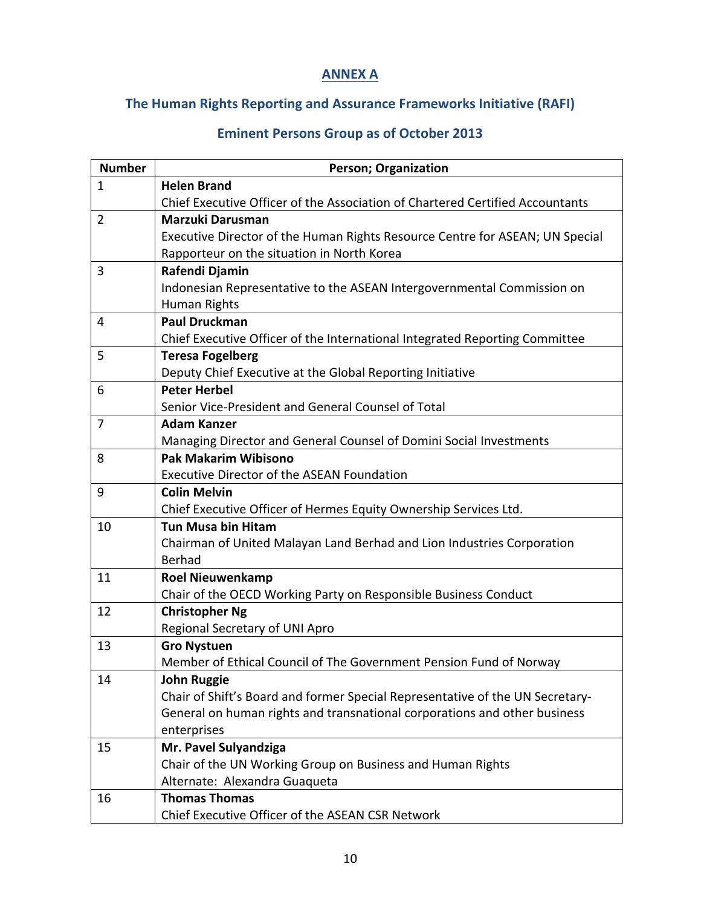## ANNEX A

## The Human Rights Reporting and Assurance Frameworks Initiative (RAFI)

## Eminent Persons Group as of October 2013

| Number | Person; Organization |
|---|---|
| 1 | **Helen Brand**<br>Chief Executive Officer of the Association of Chartered Certified Accountants |
| 2 | **Marzuki Darusman**<br>Executive Director of the Human Rights Resource Centre for ASEAN; UN Special Rapporteur on the situation in North Korea |
| 3 | **Rafendi Djamin**<br>Indonesian Representative to the ASEAN Intergovernmental Commission on Human Rights |
| 4 | **Paul Druckman**<br>Chief Executive Officer of the International Integrated Reporting Committee |
| 5 | **Teresa Fogelberg**<br>Deputy Chief Executive at the Global Reporting Initiative |
| 6 | **Peter Herbel**<br>Senior Vice-President and General Counsel of Total |
| 7 | **Adam Kanzer**<br>Managing Director and General Counsel of Domini Social Investments |
| 8 | **Pak Makarim Wibisono**<br>Executive Director of the ASEAN Foundation |
| 9 | **Colin Melvin**<br>Chief Executive Officer of Hermes Equity Ownership Services Ltd. |
| 10 | **Tun Musa bin Hitam**<br>Chairman of United Malayan Land Berhad and Lion Industries Corporation Berhad |
| 11 | **Roel Nieuwenkamp**<br>Chair of the OECD Working Party on Responsible Business Conduct |
| 12 | **Christopher Ng**<br>Regional Secretary of UNI Apro |
| 13 | **Gro Nystuen**<br>Member of Ethical Council of The Government Pension Fund of Norway |
| 14 | **John Ruggie**<br>Chair of Shift's Board and former Special Representative of the UN Secretary-General on human rights and transnational corporations and other business enterprises |
| 15 | **Mr. Pavel Sulyandziga**<br>Chair of the UN Working Group on Business and Human Rights<br>Alternate: Alexandra Guaqueta |
| 16 | **Thomas Thomas**<br>Chief Executive Officer of the ASEAN CSR Network |